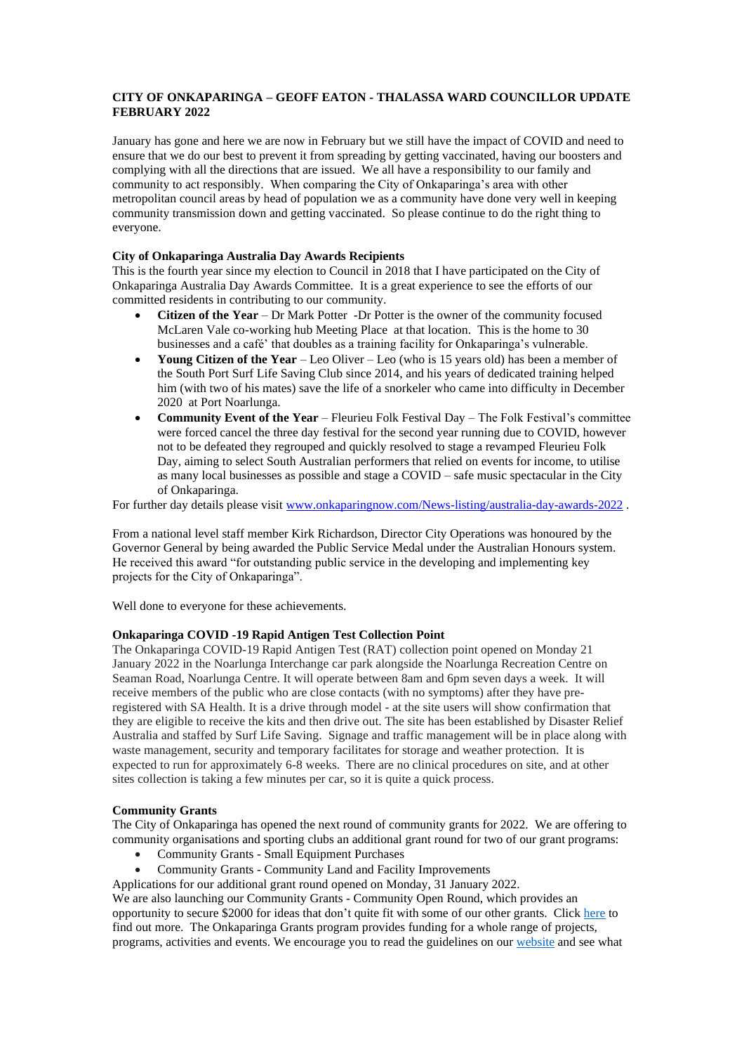**CITY OF ONKAPARINGA – GEOFF EATON - THALASSA WARD COUNCILLOR UPDATE FEBRUARY 2022**

January has gone and here we are now in February but we still have the impact of COVID and need to ensure that we do our best to prevent it from spreading by getting vaccinated, having our boosters and complying with all the directions that are issued. We all have a responsibility to our family and community to act responsibly. When comparing the City of Onkaparinga's area with other metropolitan council areas by head of population we as a community have done very well in keeping community transmission down and getting vaccinated. So please continue to do the right thing to everyone.

**City of Onkaparinga Australia Day Awards Recipients**

This is the fourth year since my election to Council in 2018 that I have participated on the City of Onkaparinga Australia Day Awards Committee. It is a great experience to see the efforts of our committed residents in contributing to our community.

- **Citizen of the Year** – Dr Mark Potter -Dr Potter is the owner of the community focused McLaren Vale co-working hub Meeting Place at that location. This is the home to 30 businesses and a café' that doubles as a training facility for Onkaparinga's vulnerable.
- **Young Citizen of the Year** – Leo Oliver – Leo (who is 15 years old) has been a member of the South Port Surf Life Saving Club since 2014, and his years of dedicated training helped him (with two of his mates) save the life of a snorkeler who came into difficulty in December 2020 at Port Noarlunga.
- **Community Event of the Year** – Fleurieu Folk Festival Day – The Folk Festival's committee were forced cancel the three day festival for the second year running due to COVID, however not to be defeated they regrouped and quickly resolved to stage a revamped Fleurieu Folk Day, aiming to select South Australian performers that relied on events for income, to utilise as many local businesses as possible and stage a COVID – safe music spectacular in the City of Onkaparinga.

For further day details please visit [www.onkaparingnow.com/News-listing/australia-day-awards-2022](www.onkaparingnow.com/News-listing/australia-day-awards-2022) .

From a national level staff member Kirk Richardson, Director City Operations was honoured by the Governor General by being awarded the Public Service Medal under the Australian Honours system. He received this award "for outstanding public service in the developing and implementing key projects for the City of Onkaparinga".

Well done to everyone for these achievements.

**Onkaparinga COVID -19 Rapid Antigen Test Collection Point**

The Onkaparinga COVID-19 Rapid Antigen Test (RAT) collection point opened on Monday 21 January 2022 in the Noarlunga Interchange car park alongside the Noarlunga Recreation Centre on Seaman Road, Noarlunga Centre. It will operate between 8am and 6pm seven days a week. It will receive members of the public who are close contacts (with no symptoms) after they have pre-registered with SA Health. It is a drive through model - at the site users will show confirmation that they are eligible to receive the kits and then drive out. The site has been established by Disaster Relief Australia and staffed by Surf Life Saving. Signage and traffic management will be in place along with waste management, security and temporary facilitates for storage and weather protection. It is expected to run for approximately 6-8 weeks. There are no clinical procedures on site, and at other sites collection is taking a few minutes per car, so it is quite a quick process.

**Community Grants**

The City of Onkaparinga has opened the next round of community grants for 2022. We are offering to community organisations and sporting clubs an additional grant round for two of our grant programs:

- Community Grants - Small Equipment Purchases
- Community Grants - Community Land and Facility Improvements

Applications for our additional grant round opened on Monday, 31 January 2022.
We are also launching our Community Grants - Community Open Round, which provides an opportunity to secure $2000 for ideas that don't quite fit with some of our other grants. Click here to find out more. The Onkaparinga Grants program provides funding for a whole range of projects, programs, activities and events. We encourage you to read the guidelines on our website and see what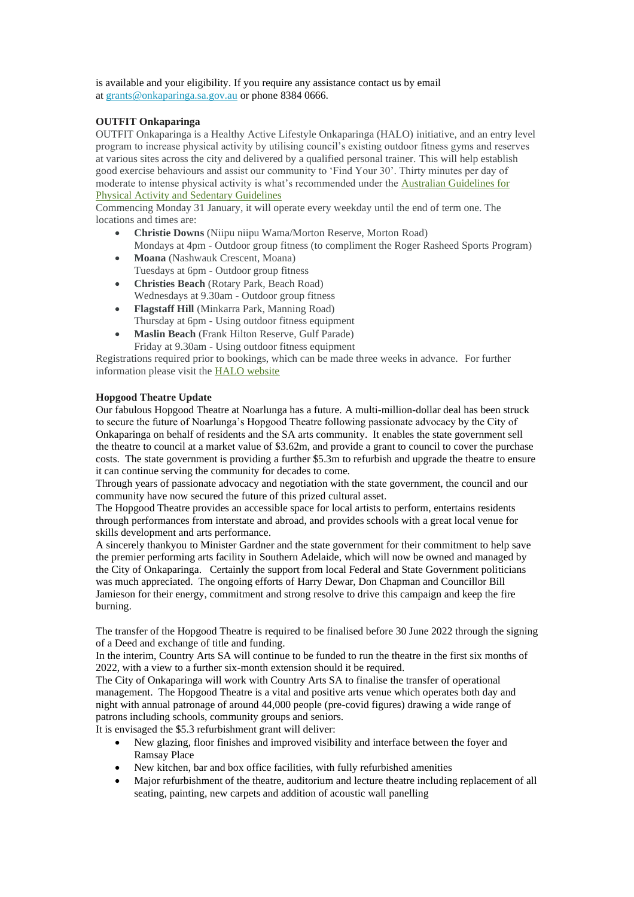is available and your eligibility. If you require any assistance contact us by email at grants@onkaparinga.sa.gov.au or phone 8384 0666.

**OUTFIT Onkaparinga**

OUTFIT Onkaparinga is a Healthy Active Lifestyle Onkaparinga (HALO) initiative, and an entry level program to increase physical activity by utilising council's existing outdoor fitness gyms and reserves at various sites across the city and delivered by a qualified personal trainer. This will help establish good exercise behaviours and assist our community to 'Find Your 30'. Thirty minutes per day of moderate to intense physical activity is what's recommended under the [Australian Guidelines for Physical Activity and Sedentary Guidelines](#)

Commencing Monday 31 January, it will operate every weekday until the end of term one. The locations and times are:

- **Christie Downs** (Niipu niipu Wama/Morton Reserve, Morton Road)
  Mondays at 4pm - Outdoor group fitness (to compliment the Roger Rasheed Sports Program)
- **Moana** (Nashwauk Crescent, Moana)
  Tuesdays at 6pm - Outdoor group fitness
- **Christies Beach** (Rotary Park, Beach Road)
  Wednesdays at 9.30am - Outdoor group fitness
- **Flagstaff Hill** (Minkarra Park, Manning Road)
  Thursday at 6pm - Using outdoor fitness equipment
- **Maslin Beach** (Frank Hilton Reserve, Gulf Parade)
  Friday at 9.30am - Using outdoor fitness equipment

Registrations required prior to bookings, which can be made three weeks in advance. For further information please visit the [HALO website](#)

**Hopgood Theatre Update**

Our fabulous Hopgood Theatre at Noarlunga has a future. A multi-million-dollar deal has been struck to secure the future of Noarlunga's Hopgood Theatre following passionate advocacy by the City of Onkaparinga on behalf of residents and the SA arts community. It enables the state government sell the theatre to council at a market value of $3.62m, and provide a grant to council to cover the purchase costs. The state government is providing a further $5.3m to refurbish and upgrade the theatre to ensure it can continue serving the community for decades to come.

Through years of passionate advocacy and negotiation with the state government, the council and our community have now secured the future of this prized cultural asset.

The Hopgood Theatre provides an accessible space for local artists to perform, entertains residents through performances from interstate and abroad, and provides schools with a great local venue for skills development and arts performance.

A sincerely thankyou to Minister Gardner and the state government for their commitment to help save the premier performing arts facility in Southern Adelaide, which will now be owned and managed by the City of Onkaparinga. Certainly the support from local Federal and State Government politicians was much appreciated. The ongoing efforts of Harry Dewar, Don Chapman and Councillor Bill Jamieson for their energy, commitment and strong resolve to drive this campaign and keep the fire burning.

The transfer of the Hopgood Theatre is required to be finalised before 30 June 2022 through the signing of a Deed and exchange of title and funding.

In the interim, Country Arts SA will continue to be funded to run the theatre in the first six months of 2022, with a view to a further six-month extension should it be required.

The City of Onkaparinga will work with Country Arts SA to finalise the transfer of operational management. The Hopgood Theatre is a vital and positive arts venue which operates both day and night with annual patronage of around 44,000 people (pre-covid figures) drawing a wide range of patrons including schools, community groups and seniors.

It is envisaged the $5.3 refurbishment grant will deliver:

- New glazing, floor finishes and improved visibility and interface between the foyer and Ramsay Place
- New kitchen, bar and box office facilities, with fully refurbished amenities
- Major refurbishment of the theatre, auditorium and lecture theatre including replacement of all seating, painting, new carpets and addition of acoustic wall panelling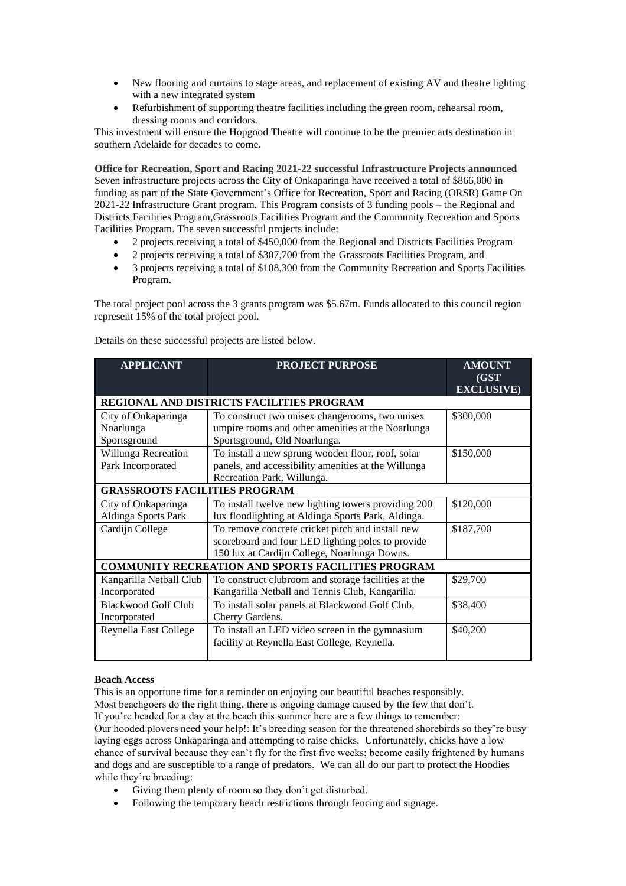- New flooring and curtains to stage areas, and replacement of existing AV and theatre lighting with a new integrated system
- Refurbishment of supporting theatre facilities including the green room, rehearsal room, dressing rooms and corridors.

This investment will ensure the Hopgood Theatre will continue to be the premier arts destination in southern Adelaide for decades to come.

**Office for Recreation, Sport and Racing 2021-22 successful Infrastructure Projects announced**

Seven infrastructure projects across the City of Onkaparinga have received a total of $866,000 in funding as part of the State Government's Office for Recreation, Sport and Racing (ORSR) Game On 2021-22 Infrastructure Grant program. This Program consists of 3 funding pools – the Regional and Districts Facilities Program,Grassroots Facilities Program and the Community Recreation and Sports Facilities Program. The seven successful projects include:

- 2 projects receiving a total of $450,000 from the Regional and Districts Facilities Program
- 2 projects receiving a total of $307,700 from the Grassroots Facilities Program, and
- 3 projects receiving a total of $108,300 from the Community Recreation and Sports Facilities Program.

The total project pool across the 3 grants program was $5.67m. Funds allocated to this council region represent 15% of the total project pool.

Details on these successful projects are listed below.

| APPLICANT | PROJECT PURPOSE | AMOUNT (GST EXCLUSIVE) |
|---|---|---|
| **REGIONAL AND DISTRICTS FACILITIES PROGRAM** | | |
| City of Onkaparinga Noarlunga Sportsground | To construct two unisex changerooms, two unisex umpire rooms and other amenities at the Noarlunga Sportsground, Old Noarlunga. | $300,000 |
| Willunga Recreation Park Incorporated | To install a new sprung wooden floor, roof, solar panels, and accessibility amenities at the Willunga Recreation Park, Willunga. | $150,000 |
| **GRASSROOTS FACILITIES PROGRAM** | | |
| City of Onkaparinga Aldinga Sports Park | To install twelve new lighting towers providing 200 lux floodlighting at Aldinga Sports Park, Aldinga. | $120,000 |
| Cardijn College | To remove concrete cricket pitch and install new scoreboard and four LED lighting poles to provide 150 lux at Cardijn College, Noarlunga Downs. | $187,700 |
| **COMMUNITY RECREATION AND SPORTS FACILITIES PROGRAM** | | |
| Kangarilla Netball Club Incorporated | To construct clubroom and storage facilities at the Kangarilla Netball and Tennis Club, Kangarilla. | $29,700 |
| Blackwood Golf Club Incorporated | To install solar panels at Blackwood Golf Club, Cherry Gardens. | $38,400 |
| Reynella East College | To install an LED video screen in the gymnasium facility at Reynella East College, Reynella. | $40,200 |

**Beach Access**

This is an opportune time for a reminder on enjoying our beautiful beaches responsibly.
Most beachgoers do the right thing, there is ongoing damage caused by the few that don't.
If you're headed for a day at the beach this summer here are a few things to remember:
Our hooded plovers need your help!: It's breeding season for the threatened shorebirds so they're busy laying eggs across Onkaparinga and attempting to raise chicks. Unfortunately, chicks have a low chance of survival because they can't fly for the first five weeks; become easily frightened by humans and dogs and are susceptible to a range of predators. We can all do our part to protect the Hoodies while they're breeding:

- Giving them plenty of room so they don't get disturbed.
- Following the temporary beach restrictions through fencing and signage.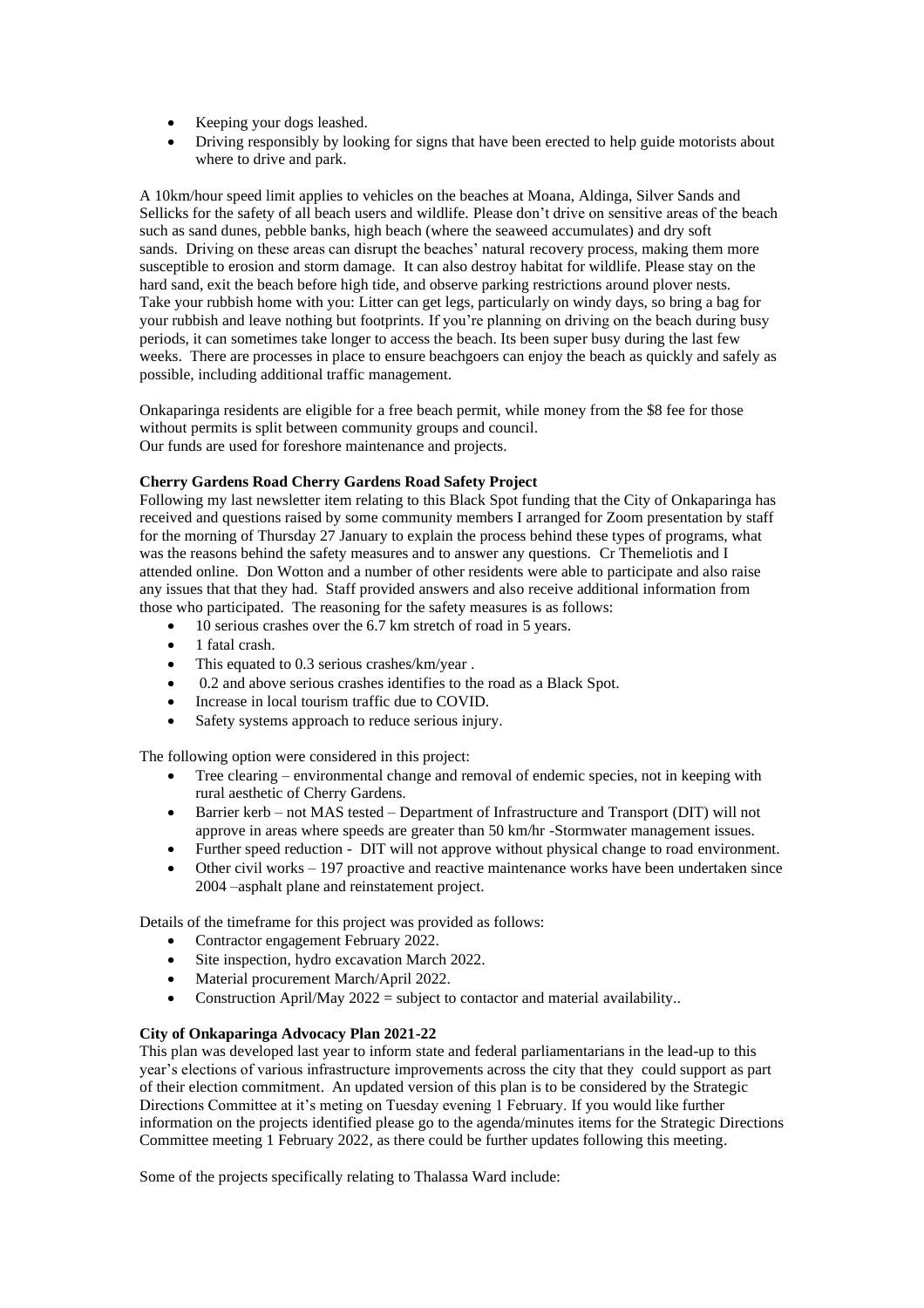- Keeping your dogs leashed.
- Driving responsibly by looking for signs that have been erected to help guide motorists about where to drive and park.

A 10km/hour speed limit applies to vehicles on the beaches at Moana, Aldinga, Silver Sands and Sellicks for the safety of all beach users and wildlife. Please don't drive on sensitive areas of the beach such as sand dunes, pebble banks, high beach (where the seaweed accumulates) and dry soft sands. Driving on these areas can disrupt the beaches' natural recovery process, making them more susceptible to erosion and storm damage. It can also destroy habitat for wildlife. Please stay on the hard sand, exit the beach before high tide, and observe parking restrictions around plover nests. Take your rubbish home with you: Litter can get legs, particularly on windy days, so bring a bag for your rubbish and leave nothing but footprints. If you're planning on driving on the beach during busy periods, it can sometimes take longer to access the beach. Its been super busy during the last few weeks. There are processes in place to ensure beachgoers can enjoy the beach as quickly and safely as possible, including additional traffic management.

Onkaparinga residents are eligible for a free beach permit, while money from the $8 fee for those without permits is split between community groups and council.
Our funds are used for foreshore maintenance and projects.

**Cherry Gardens Road Cherry Gardens Road Safety Project**

Following my last newsletter item relating to this Black Spot funding that the City of Onkaparinga has received and questions raised by some community members I arranged for Zoom presentation by staff for the morning of Thursday 27 January to explain the process behind these types of programs, what was the reasons behind the safety measures and to answer any questions. Cr Themeliotis and I attended online. Don Wotton and a number of other residents were able to participate and also raise any issues that that they had. Staff provided answers and also receive additional information from those who participated. The reasoning for the safety measures is as follows:

- 10 serious crashes over the 6.7 km stretch of road in 5 years.
- 1 fatal crash.
- This equated to 0.3 serious crashes/km/year .
- 0.2 and above serious crashes identifies to the road as a Black Spot.
- Increase in local tourism traffic due to COVID.
- Safety systems approach to reduce serious injury.

The following option were considered in this project:

- Tree clearing – environmental change and removal of endemic species, not in keeping with rural aesthetic of Cherry Gardens.
- Barrier kerb – not MAS tested – Department of Infrastructure and Transport (DIT) will not approve in areas where speeds are greater than 50 km/hr -Stormwater management issues.
- Further speed reduction - DIT will not approve without physical change to road environment.
- Other civil works – 197 proactive and reactive maintenance works have been undertaken since 2004 –asphalt plane and reinstatement project.

Details of the timeframe for this project was provided as follows:

- Contractor engagement February 2022.
- Site inspection, hydro excavation March 2022.
- Material procurement March/April 2022.
- Construction April/May 2022 = subject to contactor and material availability..

**City of Onkaparinga Advocacy Plan 2021-22**

This plan was developed last year to inform state and federal parliamentarians in the lead-up to this year's elections of various infrastructure improvements across the city that they could support as part of their election commitment. An updated version of this plan is to be considered by the Strategic Directions Committee at it's meting on Tuesday evening 1 February. If you would like further information on the projects identified please go to the agenda/minutes items for the Strategic Directions Committee meeting 1 February 2022, as there could be further updates following this meeting.

Some of the projects specifically relating to Thalassa Ward include: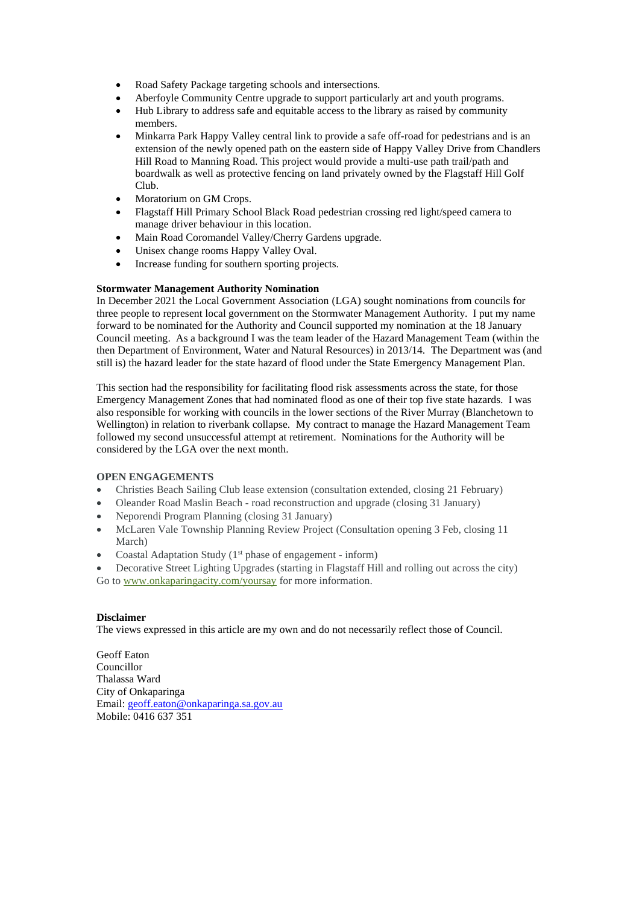- Road Safety Package targeting schools and intersections.
- Aberfoyle Community Centre upgrade to support particularly art and youth programs.
- Hub Library to address safe and equitable access to the library as raised by community members.
- Minkarra Park Happy Valley central link to provide a safe off-road for pedestrians and is an extension of the newly opened path on the eastern side of Happy Valley Drive from Chandlers Hill Road to Manning Road. This project would provide a multi-use path trail/path and boardwalk as well as protective fencing on land privately owned by the Flagstaff Hill Golf Club.
- Moratorium on GM Crops.
- Flagstaff Hill Primary School Black Road pedestrian crossing red light/speed camera to manage driver behaviour in this location.
- Main Road Coromandel Valley/Cherry Gardens upgrade.
- Unisex change rooms Happy Valley Oval.
- Increase funding for southern sporting projects.

**Stormwater Management Authority Nomination**

In December 2021 the Local Government Association (LGA) sought nominations from councils for three people to represent local government on the Stormwater Management Authority. I put my name forward to be nominated for the Authority and Council supported my nomination at the 18 January Council meeting. As a background I was the team leader of the Hazard Management Team (within the then Department of Environment, Water and Natural Resources) in 2013/14. The Department was (and still is) the hazard leader for the state hazard of flood under the State Emergency Management Plan.

This section had the responsibility for facilitating flood risk assessments across the state, for those Emergency Management Zones that had nominated flood as one of their top five state hazards. I was also responsible for working with councils in the lower sections of the River Murray (Blanchetown to Wellington) in relation to riverbank collapse. My contract to manage the Hazard Management Team followed my second unsuccessful attempt at retirement. Nominations for the Authority will be considered by the LGA over the next month.

**OPEN ENGAGEMENTS**

- Christies Beach Sailing Club lease extension (consultation extended, closing 21 February)
- Oleander Road Maslin Beach - road reconstruction and upgrade (closing 31 January)
- Neporendi Program Planning (closing 31 January)
- McLaren Vale Township Planning Review Project (Consultation opening 3 Feb, closing 11 March)
- Coastal Adaptation Study (1st phase of engagement - inform)
- Decorative Street Lighting Upgrades (starting in Flagstaff Hill and rolling out across the city)

Go to www.onkaparingacity.com/yoursay for more information.

**Disclaimer**

The views expressed in this article are my own and do not necessarily reflect those of Council.

Geoff Eaton
Councillor
Thalassa Ward
City of Onkaparinga
Email: geoff.eaton@onkaparinga.sa.gov.au
Mobile: 0416 637 351